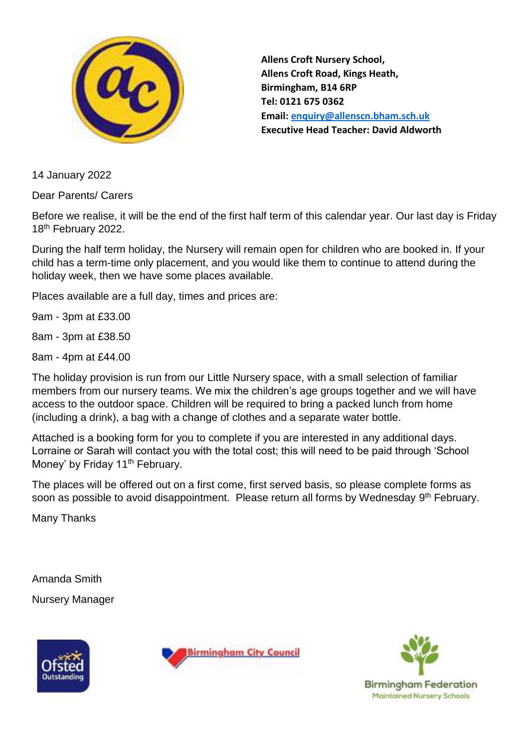**Allens Croft Nursery School,**
**Allens Croft Road, Kings Heath,**
**Birmingham, B14 6RP**
**Tel: 0121 675 0362**
**Email: enquiry@allenscn.bham.sch.uk**
**Executive Head Teacher: David Aldworth**

14 January 2022

Dear Parents/ Carers

Before we realise, it will be the end of the first half term of this calendar year. Our last day is Friday 18th February 2022.

During the half term holiday, the Nursery will remain open for children who are booked in. If your child has a term-time only placement, and you would like them to continue to attend during the holiday week, then we have some places available.

Places available are a full day, times and prices are:

9am - 3pm at £33.00

8am - 3pm at £38.50

8am - 4pm at £44.00

The holiday provision is run from our Little Nursery space, with a small selection of familiar members from our nursery teams. We mix the children's age groups together and we will have access to the outdoor space. Children will be required to bring a packed lunch from home (including a drink), a bag with a change of clothes and a separate water bottle.

Attached is a booking form for you to complete if you are interested in any additional days. Lorraine or Sarah will contact you with the total cost; this will need to be paid through 'School Money' by Friday 11th February.

The places will be offered out on a first come, first served basis, so please complete forms as soon as possible to avoid disappointment. Please return all forms by Wednesday 9th February.

Many Thanks

Amanda Smith

Nursery Manager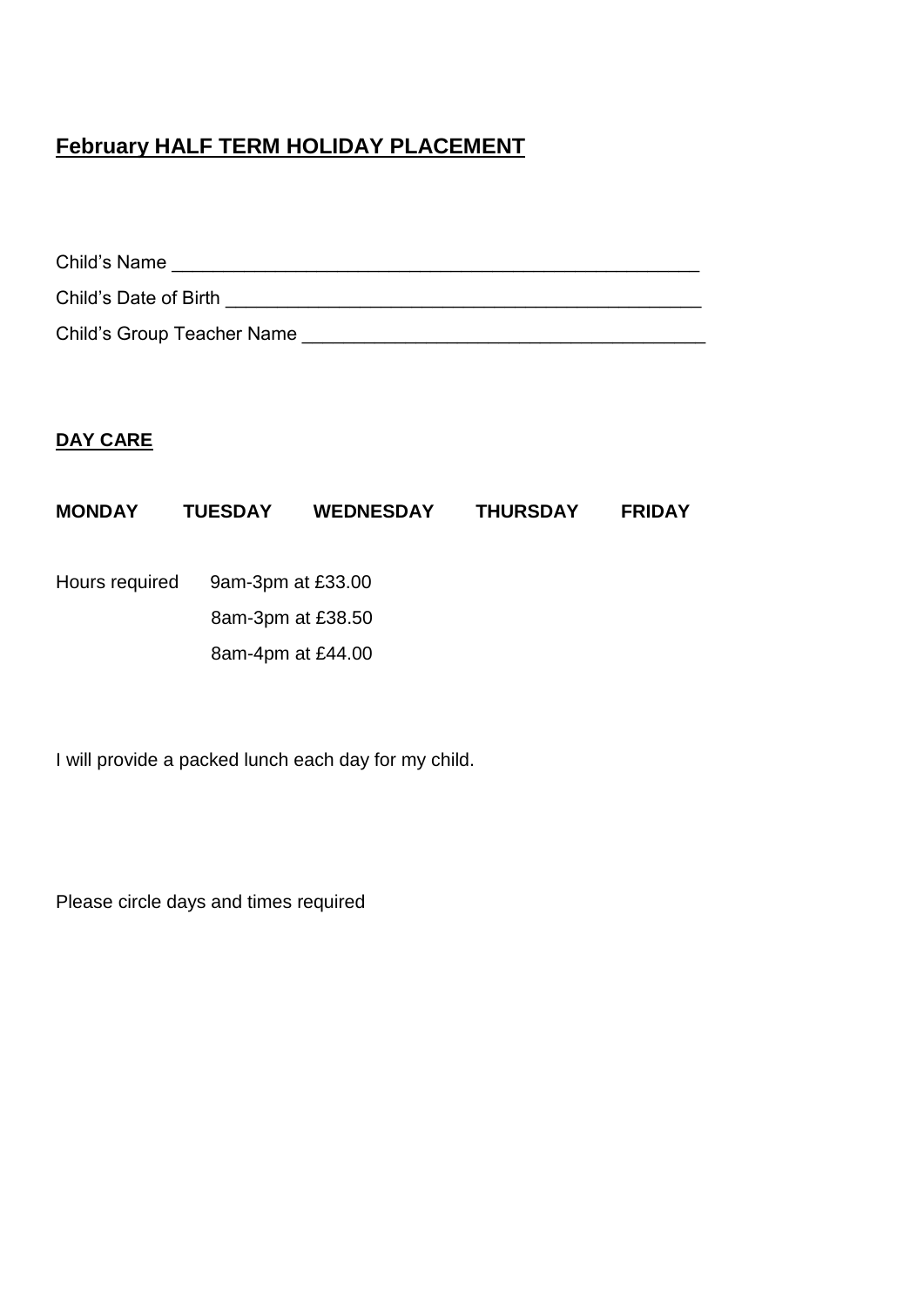## **February HALF TERM HOLIDAY PLACEMENT**

Child's Name ___________________________________________________

Child's Date of Birth ______________________________________________

Child's Group Teacher Name _________________________________________

### **DAY CARE**

**MONDAY** **TUESDAY** **WEDNESDAY** **THURSDAY** **FRIDAY**

Hours required 9am-3pm at £33.00

8am-3pm at £38.50

8am-4pm at £44.00

I will provide a packed lunch each day for my child.

Please circle days and times required